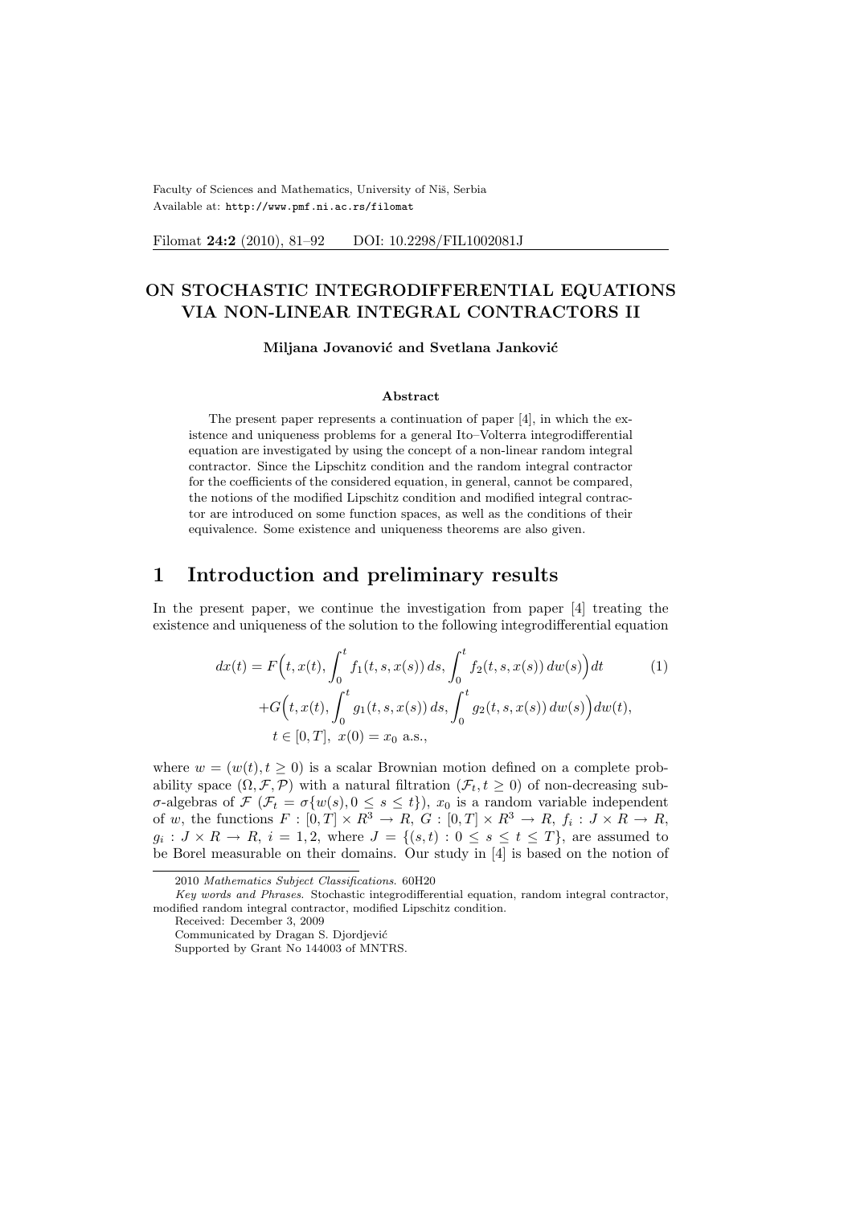# ON STOCHASTIC INTEGRODIFFERENTIAL EQUATIONS VIA NON-LINEAR INTEGRAL CONTRACTORS II

**Miljana Jovanović and Svetlana Janković**

### Abstract

The present paper represents a continuation of paper [4], in which the existence and uniqueness problems for a general Ito–Volterra integrodifferential equation are investigated by using the concept of a non-linear random integral contractor. Since the Lipschitz condition and the random integral contractor for the coefficients of the considered equation, in general, cannot be compared, the notions of the modified Lipschitz condition and modified integral contractor are introduced on some function spaces, as well as the conditions of their equivalence. Some existence and uniqueness theorems are also given.

## 1 Introduction and preliminary results

In the present paper, we continue the investigation from paper [4] treating the existence and uniqueness of the solution to the following integrodifferential equation

$$
\begin{aligned}
dx(t) = {} & F\Big(t, x(t), \int_0^t f_1(t,s,x(s))\,ds, \int_0^t f_2(t,s,x(s))\,dw(s)\Big)dt \\
& + G\Big(t, x(t), \int_0^t g_1(t,s,x(s))\,ds, \int_0^t g_2(t,s,x(s))\,dw(s)\Big)dw(t), \\
& t \in [0,T],\ x(0) = x_0 \text{ a.s.},
\end{aligned}
\tag{1}
$$

where $w = (w(t), t \geq 0)$ is a scalar Brownian motion defined on a complete probability space $(\Omega, \mathcal{F}, \mathcal{P})$ with a natural filtration $(\mathcal{F}_t, t \geq 0)$ of non-decreasing sub-$\sigma$-algebras of $\mathcal{F}$ ($\mathcal{F}_t = \sigma\{w(s), 0 \leq s \leq t\}$), $x_0$ is a random variable independent of $w$, the functions $F : [0,T] \times R^3 \to R$, $G : [0,T] \times R^3 \to R$, $f_i : J \times R \to R$, $g_i : J \times R \to R$, $i = 1, 2$, where $J = \{(s,t) : 0 \leq s \leq t \leq T\}$, are assumed to be Borel measurable on their domains. Our study in [4] is based on the notion of

---

2010 *Mathematics Subject Classifications*. 60H20

*Key words and Phrases*. Stochastic integrodifferential equation, random integral contractor, modified random integral contractor, modified Lipschitz condition.

Received: December 3, 2009

Communicated by Dragan S. Djordjević

Supported by Grant No 144003 of MNTRS.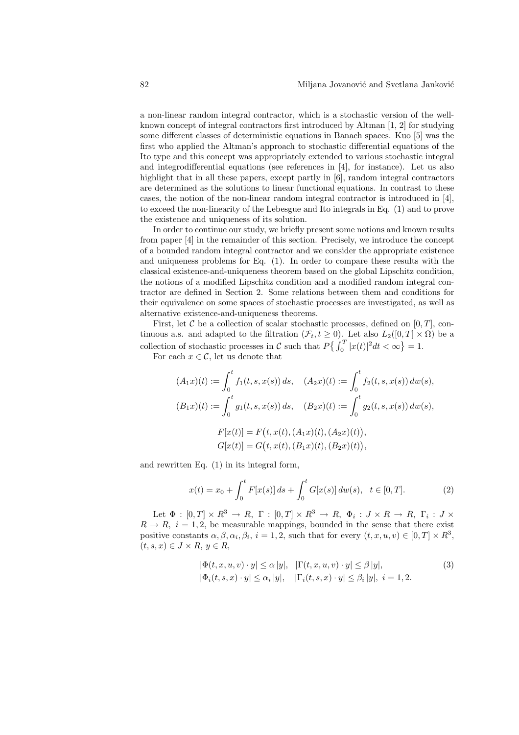a non-linear random integral contractor, which is a stochastic version of the well-known concept of integral contractors first introduced by Altman [1, 2] for studying some different classes of deterministic equations in Banach spaces. Kuo [5] was the first who applied the Altman's approach to stochastic differential equations of the Ito type and this concept was appropriately extended to various stochastic integral and integrodifferential equations (see references in [4], for instance). Let us also highlight that in all these papers, except partly in [6], random integral contractors are determined as the solutions to linear functional equations. In contrast to these cases, the notion of the non-linear random integral contractor is introduced in [4], to exceed the non-linearity of the Lebesgue and Ito integrals in Eq. (1) and to prove the existence and uniqueness of its solution.

In order to continue our study, we briefly present some notions and known results from paper [4] in the remainder of this section. Precisely, we introduce the concept of a bounded random integral contractor and we consider the appropriate existence and uniqueness problems for Eq. (1). In order to compare these results with the classical existence-and-uniqueness theorem based on the global Lipschitz condition, the notions of a modified Lipschitz condition and a modified random integral contractor are defined in Section 2. Some relations between them and conditions for their equivalence on some spaces of stochastic processes are investigated, as well as alternative existence-and-uniqueness theorems.

First, let $\mathcal{C}$ be a collection of scalar stochastic processes, defined on $[0,T]$, continuous a.s. and adapted to the filtration $(\mathcal{F}_t, t \geq 0)$. Let also $L_2([0,T] \times \Omega)$ be a collection of stochastic processes in $\mathcal{C}$ such that $P\big\{ \int_0^T |x(t)|^2 dt < \infty \big\} = 1$.

For each $x \in \mathcal{C}$, let us denote that

$$(A_1 x)(t) := \int_0^t f_1(t,s,x(s))\, ds, \quad (A_2 x)(t) := \int_0^t f_2(t,s,x(s))\, dw(s),$$

$$(B_1 x)(t) := \int_0^t g_1(t,s,x(s))\, ds, \quad (B_2 x)(t) := \int_0^t g_2(t,s,x(s))\, dw(s),$$

$$F[x(t)] = F\big(t, x(t), (A_1 x)(t), (A_2 x)(t)\big),$$
$$G[x(t)] = G\big(t, x(t), (B_1 x)(t), (B_2 x)(t)\big),$$

and rewritten Eq. (1) in its integral form,

$$x(t) = x_0 + \int_0^t F[x(s)]\, ds + \int_0^t G[x(s)]\, dw(s), \quad t \in [0,T]. \tag{2}$$

Let $\Phi : [0,T] \times R^3 \to R$, $\Gamma : [0,T] \times R^3 \to R$, $\Phi_i : J \times R \to R$, $\Gamma_i : J \times R \to R$, $i = 1,2$, be measurable mappings, bounded in the sense that there exist positive constants $\alpha, \beta, \alpha_i, \beta_i$, $i = 1,2$, such that for every $(t,x,u,v) \in [0,T] \times R^3$, $(t,s,x) \in J \times R$, $y \in R$,

$$\begin{aligned} &|\Phi(t,x,u,v) \cdot y| \leq \alpha\, |y|, \quad |\Gamma(t,x,u,v) \cdot y| \leq \beta\, |y|, \\ &|\Phi_i(t,s,x) \cdot y| \leq \alpha_i\, |y|, \quad |\Gamma_i(t,s,x) \cdot y| \leq \beta_i\, |y|, \ i = 1,2. \end{aligned} \tag{3}$$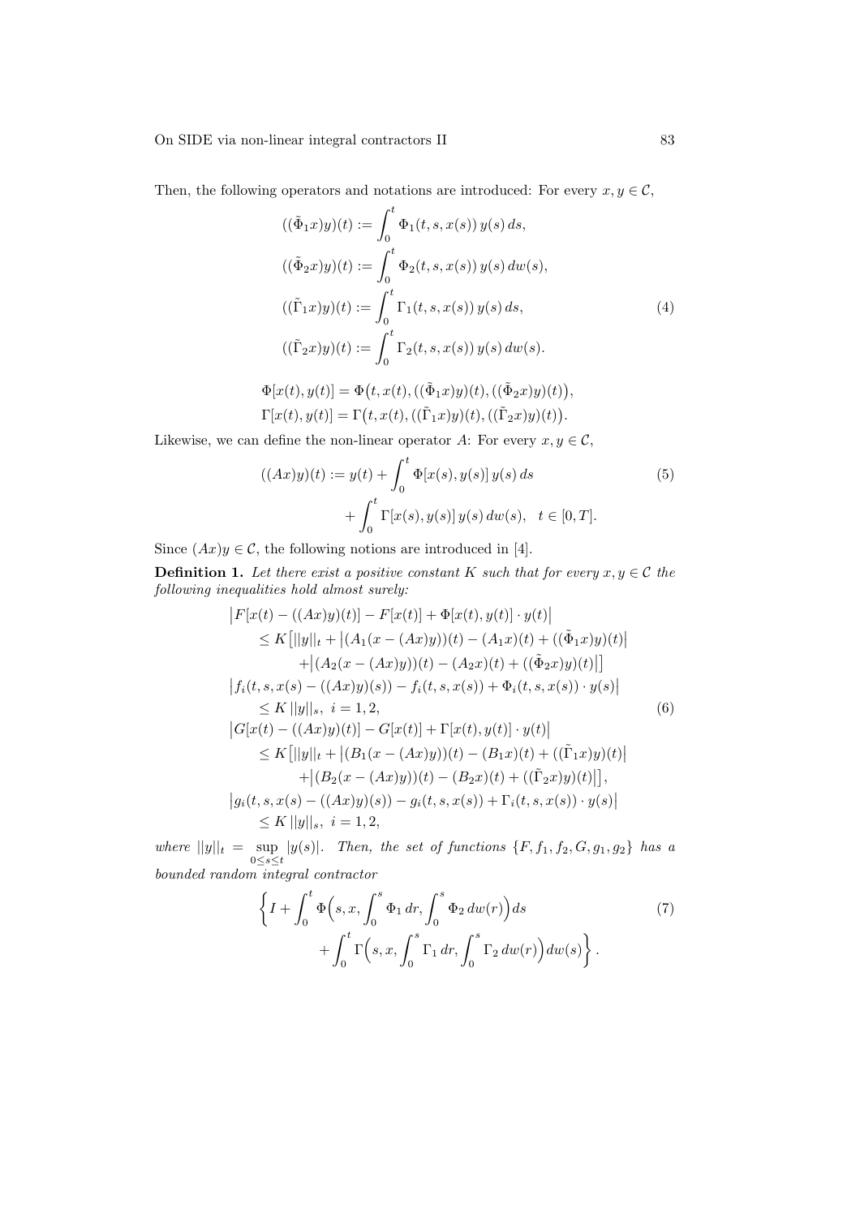Then, the following operators and notations are introduced: For every $x, y \in \mathcal{C}$,

$$
\begin{aligned}
((\tilde{\Phi}_1 x)y)(t) &:= \int_0^t \Phi_1(t,s,x(s))\, y(s)\, ds, \\
((\tilde{\Phi}_2 x)y)(t) &:= \int_0^t \Phi_2(t,s,x(s))\, y(s)\, dw(s), \\
((\tilde{\Gamma}_1 x)y)(t) &:= \int_0^t \Gamma_1(t,s,x(s))\, y(s)\, ds, \\
((\tilde{\Gamma}_2 x)y)(t) &:= \int_0^t \Gamma_2(t,s,x(s))\, y(s)\, dw(s).
\end{aligned} \tag{4}
$$

$$
\begin{aligned}
\Phi[x(t), y(t)] &= \Phi\big(t, x(t), ((\tilde{\Phi}_1 x)y)(t), ((\tilde{\Phi}_2 x)y)(t)\big), \\
\Gamma[x(t), y(t)] &= \Gamma\big(t, x(t), ((\tilde{\Gamma}_1 x)y)(t), ((\tilde{\Gamma}_2 x)y)(t)\big).
\end{aligned}
$$

Likewise, we can define the non-linear operator $A$: For every $x, y \in \mathcal{C}$,

$$
\begin{aligned}
((Ax)y)(t) := y(t) &+ \int_0^t \Phi[x(s), y(s)]\, y(s)\, ds \\
&+ \int_0^t \Gamma[x(s), y(s)]\, y(s)\, dw(s), \quad t \in [0,T].
\end{aligned} \tag{5}
$$

Since $(Ax)y \in \mathcal{C}$, the following notions are introduced in [4].

**Definition 1.** *Let there exist a positive constant $K$ such that for every $x, y \in \mathcal{C}$ the following inequalities hold almost surely:*

$$
\begin{aligned}
&\big|F[x(t) - ((Ax)y)(t)] - F[x(t)] + \Phi[x(t), y(t)] \cdot y(t)\big| \\
&\quad \leq K\big[||y||_t + \big|(A_1(x - (Ax)y))(t) - (A_1 x)(t) + ((\tilde{\Phi}_1 x)y)(t)\big| \\
&\qquad + \big|(A_2(x - (Ax)y))(t) - (A_2 x)(t) + ((\tilde{\Phi}_2 x)y)(t)\big|\big] \\
&\big|f_i(t,s,x(s) - ((Ax)y)(s)) - f_i(t,s,x(s)) + \Phi_i(t,s,x(s)) \cdot y(s)\big| \\
&\quad \leq K\, ||y||_s, \ i = 1,2, \\
&\big|G[x(t) - ((Ax)y)(t)] - G[x(t)] + \Gamma[x(t), y(t)] \cdot y(t)\big| \\
&\quad \leq K\big[||y||_t + \big|(B_1(x - (Ax)y))(t) - (B_1 x)(t) + ((\tilde{\Gamma}_1 x)y)(t)\big| \\
&\qquad + \big|(B_2(x - (Ax)y))(t) - (B_2 x)(t) + ((\tilde{\Gamma}_2 x)y)(t)\big|\big], \\
&\big|g_i(t,s,x(s) - ((Ax)y)(s)) - g_i(t,s,x(s)) + \Gamma_i(t,s,x(s)) \cdot y(s)\big| \\
&\quad \leq K\, ||y||_s, \ i = 1,2,
\end{aligned} \tag{6}
$$

*where $||y||_t = \sup_{0 \leq s \leq t} |y(s)|$. Then, the set of functions $\{F, f_1, f_2, G, g_1, g_2\}$ has a bounded random integral contractor*

$$
\begin{aligned}
\bigg\{ I + \int_0^t \Phi\Big(s, x, \int_0^s \Phi_1\, dr, \int_0^s \Phi_2\, dw(r)\Big) ds& \\
+ \int_0^t \Gamma\Big(s, x, \int_0^s \Gamma_1\, dr, \int_0^s \Gamma_2\, dw(r)\Big) dw(s) &\bigg\}.
\end{aligned} \tag{7}
$$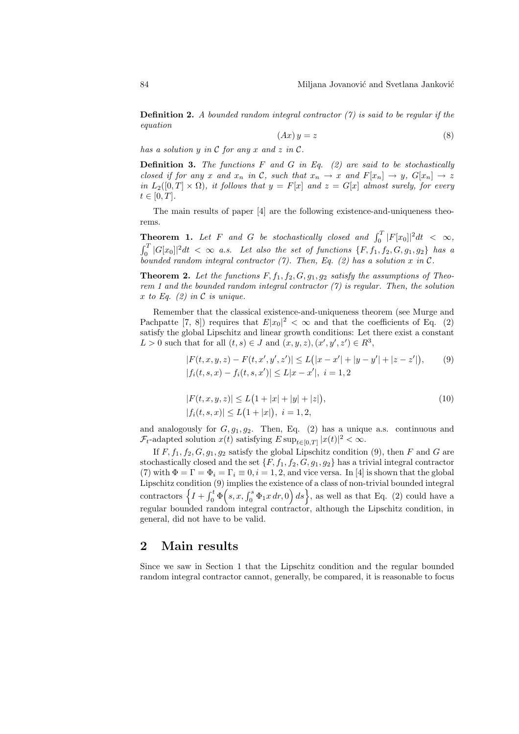**Definition 2.** *A bounded random integral contractor (7) is said to be regular if the equation*

$$(Ax)\, y = z \tag{8}$$

*has a solution $y$ in $\mathcal{C}$ for any $x$ and $z$ in $\mathcal{C}$.*

**Definition 3.** *The functions $F$ and $G$ in Eq. (2) are said to be stochastically closed if for any $x$ and $x_n$ in $\mathcal{C}$, such that $x_n \to x$ and $F[x_n] \to y$, $G[x_n] \to z$ in $L_2([0,T] \times \Omega)$, it follows that $y = F[x]$ and $z = G[x]$ almost surely, for every $t \in [0,T]$.*

The main results of paper [4] are the following existence-and-uniqueness theorems.

**Theorem 1.** *Let $F$ and $G$ be stochastically closed and $\int_0^T |F[x_0]|^2 dt < \infty$, $\int_0^T |G[x_0]|^2 dt < \infty$ a.s. Let also the set of functions $\{F, f_1, f_2, G, g_1, g_2\}$ has a bounded random integral contractor (7). Then, Eq. (2) has a solution $x$ in $\mathcal{C}$.*

**Theorem 2.** *Let the functions $F, f_1, f_2, G, g_1, g_2$ satisfy the assumptions of Theorem 1 and the bounded random integral contractor (7) is regular. Then, the solution $x$ to Eq. (2) in $\mathcal{C}$ is unique.*

Remember that the classical existence-and-uniqueness theorem (see Murge and Pachpatte [7, 8]) requires that $E|x_0|^2 < \infty$ and that the coefficients of Eq. (2) satisfy the global Lipschitz and linear growth conditions: Let there exist a constant $L > 0$ such that for all $(t,s) \in J$ and $(x,y,z), (x',y',z') \in R^3$,

$$\begin{aligned} &|F(t,x,y,z) - F(t,x',y',z')| \le L\big(|x-x'| + |y-y'| + |z-z'|\big), \\ &|f_i(t,s,x) - f_i(t,s,x')| \le L|x-x'|, \ i = 1,2 \end{aligned} \tag{9}$$

$$\begin{aligned} &|F(t,x,y,z)| \le L\big(1 + |x| + |y| + |z|\big), \\ &|f_i(t,s,x)| \le L\big(1 + |x|\big), \ i = 1,2, \end{aligned} \tag{10}$$

and analogously for $G, g_1, g_2$. Then, Eq. (2) has a unique a.s. continuous and $\mathcal{F}_t$-adapted solution $x(t)$ satisfying $E \sup_{t\in[0,T]} |x(t)|^2 < \infty$.

If $F, f_1, f_2, G, g_1, g_2$ satisfy the global Lipschitz condition (9), then $F$ and $G$ are stochastically closed and the set $\{F, f_1, f_2, G, g_1, g_2\}$ has a trivial integral contractor (7) with $\Phi = \Gamma = \Phi_i = \Gamma_i \equiv 0, i = 1,2$, and vice versa. In [4] is shown that the global Lipschitz condition (9) implies the existence of a class of non-trivial bounded integral contractors $\left\{I + \int_0^t \Phi\Big(s, x, \int_0^s \Phi_1 x\, dr, 0\Big)\, ds\right\}$, as well as that Eq. (2) could have a regular bounded random integral contractor, although the Lipschitz condition, in general, did not have to be valid.

## 2 Main results

Since we saw in Section 1 that the Lipschitz condition and the regular bounded random integral contractor cannot, generally, be compared, it is reasonable to focus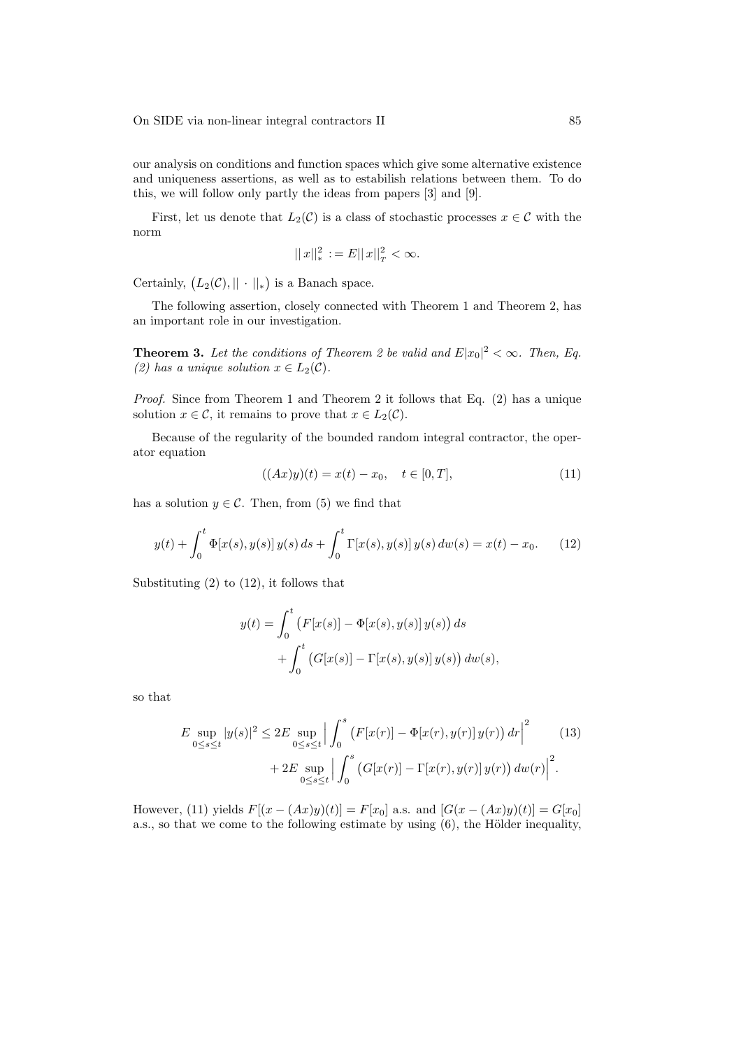our analysis on conditions and function spaces which give some alternative existence and uniqueness assertions, as well as to estabilish relations between them. To do this, we will follow only partly the ideas from papers [3] and [9].

First, let us denote that $L_2(\mathcal{C})$ is a class of stochastic processes $x \in \mathcal{C}$ with the norm

$$|| x||_*^2 := E|| x||_T^2 < \infty.$$

Certainly, $\big(L_2(\mathcal{C}), || \cdot ||_*\big)$ is a Banach space.

The following assertion, closely connected with Theorem 1 and Theorem 2, has an important role in our investigation.

**Theorem 3.** *Let the conditions of Theorem 2 be valid and $E|x_0|^2 < \infty$. Then, Eq. (2) has a unique solution $x \in L_2(\mathcal{C})$.*

*Proof.* Since from Theorem 1 and Theorem 2 it follows that Eq. (2) has a unique solution $x \in \mathcal{C}$, it remains to prove that $x \in L_2(\mathcal{C})$.

Because of the regularity of the bounded random integral contractor, the operator equation

$$((Ax)y)(t) = x(t) - x_0, \quad t \in [0, T], \tag{11}$$

has a solution $y \in \mathcal{C}$. Then, from (5) we find that

$$y(t) + \int_0^t \Phi[x(s), y(s)]\, y(s)\, ds + \int_0^t \Gamma[x(s), y(s)]\, y(s)\, dw(s) = x(t) - x_0. \tag{12}$$

Substituting (2) to (12), it follows that

$$\begin{aligned} y(t) = &\int_0^t \big(F[x(s)] - \Phi[x(s), y(s)]\, y(s)\big)\, ds \\ &+ \int_0^t \big(G[x(s)] - \Gamma[x(s), y(s)]\, y(s)\big)\, dw(s), \end{aligned}$$

so that

$$\begin{aligned} E \sup_{0 \le s \le t} |y(s)|^2 \le\; &2E \sup_{0 \le s \le t} \Big| \int_0^s \big(F[x(r)] - \Phi[x(r), y(r)]\, y(r)\big)\, dr\Big|^2 \\ &+ 2E \sup_{0 \le s \le t} \Big| \int_0^s \big(G[x(r)] - \Gamma[x(r), y(r)]\, y(r)\big)\, dw(r)\Big|^2. \end{aligned} \tag{13}$$

However, (11) yields $F[(x - (Ax)y)(t)] = F[x_0]$ a.s. and $[G(x - (Ax)y)(t)] = G[x_0]$ a.s., so that we come to the following estimate by using (6), the Hölder inequality,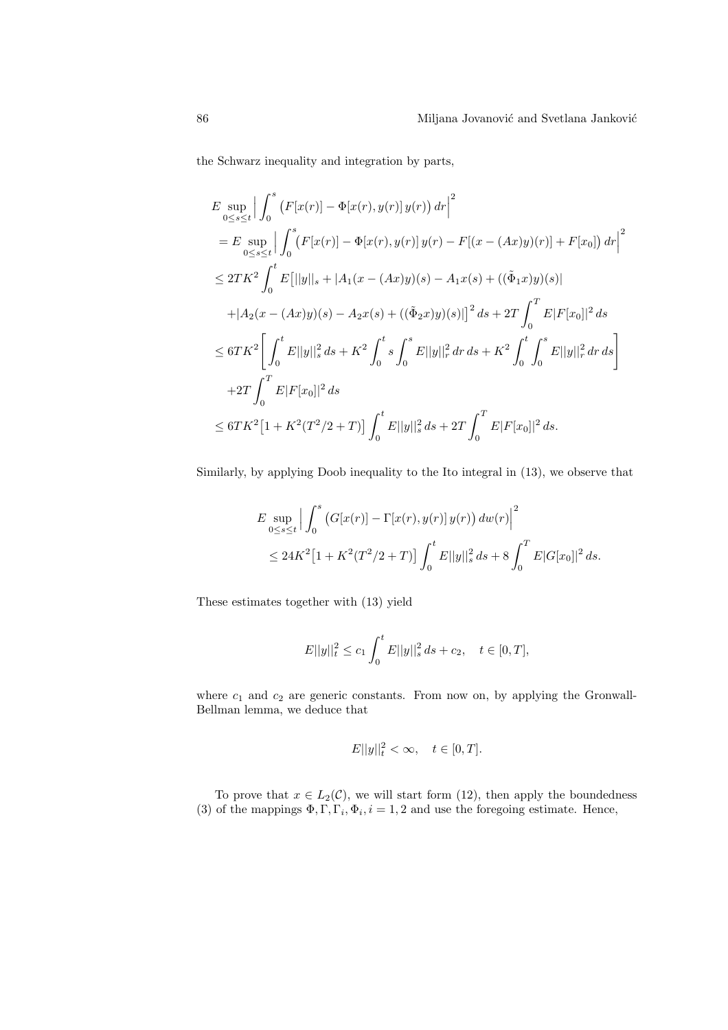the Schwarz inequality and integration by parts,

$$
\begin{aligned}
& E \sup_{0\le s\le t} \Big| \int_0^s \big(F[x(r)] - \Phi[x(r), y(r)]\, y(r)\big)\, dr \Big|^2 \\
& = E \sup_{0\le s\le t} \Big| \int_0^s \big(F[x(r)] - \Phi[x(r), y(r)]\, y(r) - F[(x-(Ax)y)(r)] + F[x_0]\big)\, dr \Big|^2 \\
& \le 2TK^2 \int_0^t E\big[||y||_s + |A_1(x-(Ax)y)(s) - A_1 x(s) + ((\tilde{\Phi}_1 x)y)(s)| \\
& \quad + |A_2(x-(Ax)y)(s) - A_2 x(s) + ((\tilde{\Phi}_2 x)y)(s)|\big]^2\, ds + 2T \int_0^T E|F[x_0]|^2\, ds \\
& \le 6TK^2 \bigg[ \int_0^t E||y||_s^2\, ds + K^2 \int_0^t s \int_0^s E||y||_r^2\, dr\, ds + K^2 \int_0^t \int_0^s E||y||_r^2\, dr\, ds \bigg] \\
& \quad + 2T \int_0^T E|F[x_0]|^2\, ds \\
& \le 6TK^2 \big[1 + K^2(T^2/2 + T)\big] \int_0^t E||y||_s^2\, ds + 2T \int_0^T E|F[x_0]|^2\, ds.
\end{aligned}
$$

Similarly, by applying Doob inequality to the Ito integral in (13), we observe that

$$
\begin{aligned}
& E \sup_{0\le s\le t} \Big| \int_0^s \big(G[x(r)] - \Gamma[x(r), y(r)]\, y(r)\big)\, dw(r) \Big|^2 \\
& \quad \le 24K^2 \big[1 + K^2(T^2/2 + T)\big] \int_0^t E||y||_s^2\, ds + 8 \int_0^T E|G[x_0]|^2\, ds.
\end{aligned}
$$

These estimates together with (13) yield

$$
E||y||_t^2 \le c_1 \int_0^t E||y||_s^2\, ds + c_2, \quad t \in [0,T],
$$

where $c_1$ and $c_2$ are generic constants. From now on, by applying the Gronwall-Bellman lemma, we deduce that

$$
E||y||_t^2 < \infty, \quad t \in [0,T].
$$

To prove that $x \in L_2(\mathcal{C})$, we will start form (12), then apply the boundedness (3) of the mappings $\Phi, \Gamma, \Gamma_i, \Phi_i, i = 1, 2$ and use the foregoing estimate. Hence,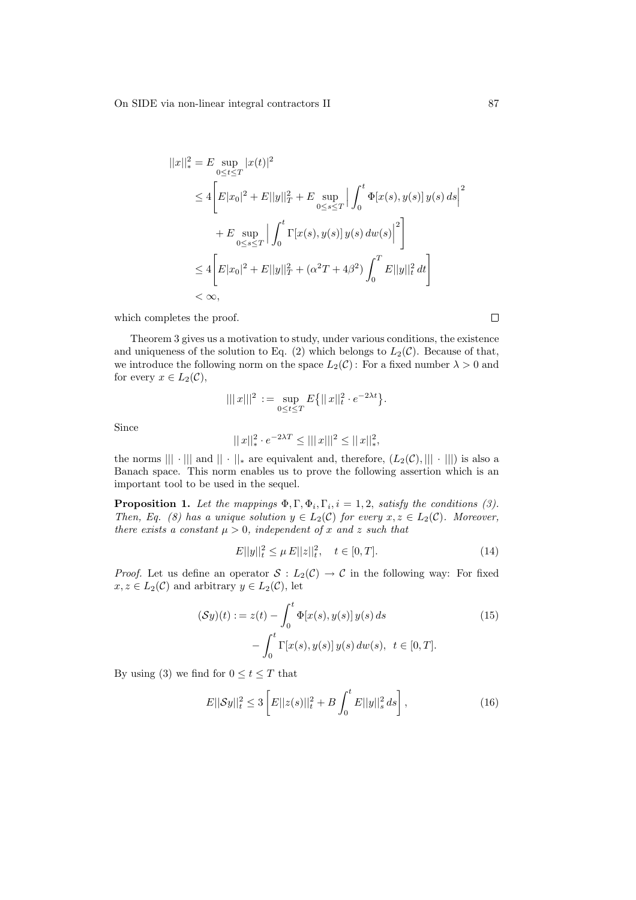$$
\begin{aligned}
||x||_*^2 &= E \sup_{0\le t\le T} |x(t)|^2 \\
&\le 4\Bigg[ E|x_0|^2 + E||y||_T^2 + E \sup_{0\le s\le T} \Big| \int_0^t \Phi[x(s), y(s)]\, y(s)\, ds \Big|^2 \\
&\quad + E \sup_{0\le s\le T} \Big| \int_0^t \Gamma[x(s), y(s)]\, y(s)\, dw(s) \Big|^2 \Bigg] \\
&\le 4\Bigg[ E|x_0|^2 + E||y||_T^2 + (\alpha^2 T + 4\beta^2) \int_0^T E||y||_t^2\, dt \Bigg] \\
&< \infty,
\end{aligned}
$$

which completes the proof. □

Theorem 3 gives us a motivation to study, under various conditions, the existence and uniqueness of the solution to Eq. (2) which belongs to $L_2(\mathcal{C})$. Because of that, we introduce the following norm on the space $L_2(\mathcal{C})$: For a fixed number $\lambda > 0$ and for every $x \in L_2(\mathcal{C})$,

$$
|||\, x|||^2 := \sup_{0\le t\le T} E\big\{ ||\, x||_t^2 \cdot e^{-2\lambda t} \big\}.
$$

Since

$$
||\, x||_*^2 \cdot e^{-2\lambda T} \le |||\, x|||^2 \le ||\, x||_*^2,
$$

the norms $|||\cdot|||$ and $||\cdot||_*$ are equivalent and, therefore, $(L_2(\mathcal{C}), |||\cdot|||)$ is also a Banach space. This norm enables us to prove the following assertion which is an important tool to be used in the sequel.

**Proposition 1.** *Let the mappings $\Phi, \Gamma, \Phi_i, \Gamma_i, i = 1, 2,$ satisfy the conditions (3). Then, Eq. (8) has a unique solution $y \in L_2(\mathcal{C})$ for every $x, z \in L_2(\mathcal{C})$. Moreover, there exists a constant $\mu > 0$, independent of $x$ and $z$ such that*

$$
E||y||_t^2 \le \mu\, E||z||_t^2, \quad t \in [0, T]. \tag{14}
$$

*Proof.* Let us define an operator $\mathcal{S} : L_2(\mathcal{C}) \to \mathcal{C}$ in the following way: For fixed $x, z \in L_2(\mathcal{C})$ and arbitrary $y \in L_2(\mathcal{C})$, let

$$
\begin{aligned}
(\mathcal{S}y)(t) := z(t) &- \int_0^t \Phi[x(s), y(s)]\, y(s)\, ds \\
&- \int_0^t \Gamma[x(s), y(s)]\, y(s)\, dw(s), \quad t \in [0, T].
\end{aligned} \tag{15}
$$

By using (3) we find for $0 \le t \le T$ that

$$
E||\mathcal{S}y||_t^2 \le 3\left[ E||z(s)||_t^2 + B \int_0^t E||y||_s^2\, ds \right], \tag{16}
$$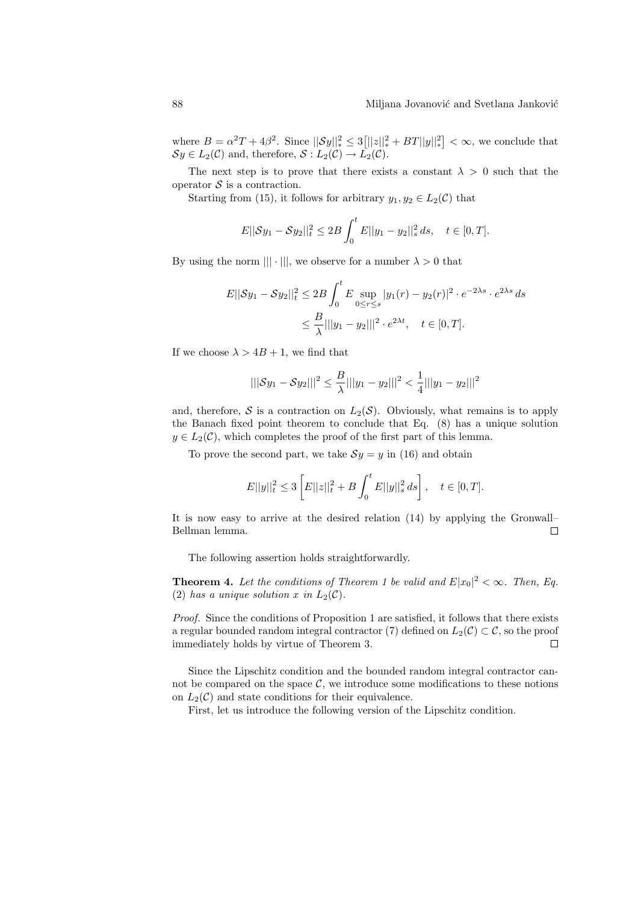where $B = \alpha^2 T + 4\beta^2$. Since $||\mathcal{S}y||_*^2 \le 3\big[||z||_*^2 + BT||y||_*^2\big] < \infty$, we conclude that $\mathcal{S}y \in L_2(\mathcal{C})$ and, therefore, $\mathcal{S} : L_2(\mathcal{C}) \to L_2(\mathcal{C})$.

The next step is to prove that there exists a constant $\lambda > 0$ such that the operator $\mathcal{S}$ is a contraction.

Starting from (15), it follows for arbitrary $y_1, y_2 \in L_2(\mathcal{C})$ that

$$E||\mathcal{S}y_1 - \mathcal{S}y_2||_t^2 \le 2B \int_0^t E||y_1 - y_2||_s^2 \, ds, \quad t \in [0,T].$$

By using the norm $|||\cdot|||$, we observe for a number $\lambda > 0$ that

$$\begin{aligned} E||\mathcal{S}y_1 - \mathcal{S}y_2||_t^2 &\le 2B \int_0^t E \sup_{0\le r\le s} |y_1(r) - y_2(r)|^2 \cdot e^{-2\lambda s} \cdot e^{2\lambda s} \, ds \\ &\le \frac{B}{\lambda} |||y_1 - y_2|||^2 \cdot e^{2\lambda t}, \quad t \in [0,T]. \end{aligned}$$

If we choose $\lambda > 4B + 1$, we find that

$$|||\mathcal{S}y_1 - \mathcal{S}y_2|||^2 \le \frac{B}{\lambda} |||y_1 - y_2|||^2 < \frac{1}{4} |||y_1 - y_2|||^2$$

and, therefore, $\mathcal{S}$ is a contraction on $L_2(\mathcal{S})$. Obviously, what remains is to apply the Banach fixed point theorem to conclude that Eq. (8) has a unique solution $y \in L_2(\mathcal{C})$, which completes the proof of the first part of this lemma.

To prove the second part, we take $\mathcal{S}y = y$ in (16) and obtain

$$E||y||_t^2 \le 3\left[E||z||_t^2 + B\int_0^t E||y||_s^2 \, ds\right], \quad t \in [0,T].$$

It is now easy to arrive at the desired relation (14) by applying the Gronwall–Bellman lemma. □

The following assertion holds straightforwardly.

**Theorem 4.** *Let the conditions of Theorem 1 be valid and $E|x_0|^2 < \infty$. Then, Eq. (2) has a unique solution $x$ in $L_2(\mathcal{C})$.*

*Proof.* Since the conditions of Proposition 1 are satisfied, it follows that there exists a regular bounded random integral contractor (7) defined on $L_2(\mathcal{C}) \subset \mathcal{C}$, so the proof immediately holds by virtue of Theorem 3. □

Since the Lipschitz condition and the bounded random integral contractor cannot be compared on the space $\mathcal{C}$, we introduce some modifications to these notions on $L_2(\mathcal{C})$ and state conditions for their equivalence.

First, let us introduce the following version of the Lipschitz condition.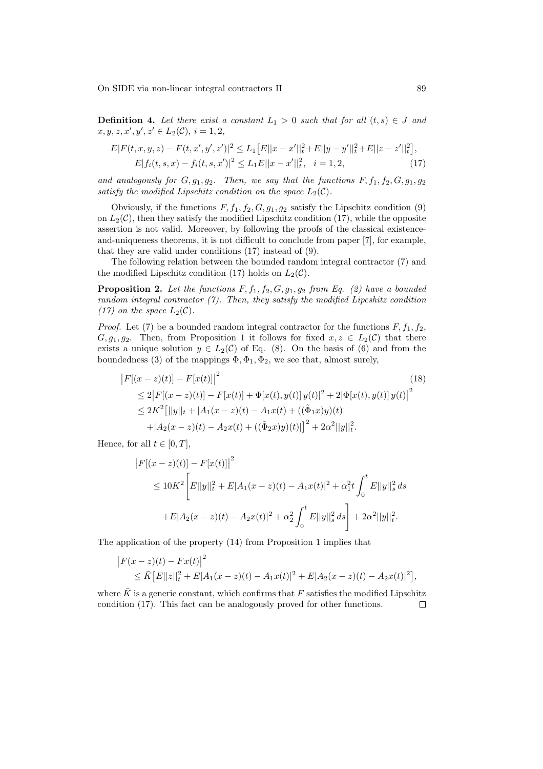**Definition 4.** *Let there exist a constant $L_1 > 0$ such that for all $(t,s) \in J$ and $x, y, z, x', y', z' \in L_2(\mathcal{C})$, $i = 1, 2$,*

$$
\begin{aligned}
E|F(t,x,y,z) - F(t,x',y',z')|^2 &\le L_1\big[E||x-x'||_t^2 + E||y-y'||_t^2 + E||z-z'||_t^2\big], \\
E|f_i(t,s,x) - f_i(t,s,x')|^2 &\le L_1 E||x-x'||_t^2, \quad i = 1,2, \qquad (17)
\end{aligned}
$$

*and analogously for $G, g_1, g_2$. Then, we say that the functions $F, f_1, f_2, G, g_1, g_2$ satisfy the modified Lipschitz condition on the space $L_2(\mathcal{C})$.*

Obviously, if the functions $F, f_1, f_2, G, g_1, g_2$ satisfy the Lipschitz condition (9) on $L_2(\mathcal{C})$, then they satisfy the modified Lipschitz condition (17), while the opposite assertion is not valid. Moreover, by following the proofs of the classical existence-and-uniqueness theorems, it is not difficult to conclude from paper [7], for example, that they are valid under conditions (17) instead of (9).

The following relation between the bounded random integral contractor (7) and the modified Lipschitz condition (17) holds on $L_2(\mathcal{C})$.

**Proposition 2.** *Let the functions $F, f_1, f_2, G, g_1, g_2$ from Eq. (2) have a bounded random integral contractor (7). Then, they satisfy the modified Lipcshitz condition (17) on the space $L_2(\mathcal{C})$.*

*Proof.* Let (7) be a bounded random integral contractor for the functions $F, f_1, f_2, G, g_1, g_2$. Then, from Proposition 1 it follows for fixed $x, z \in L_2(\mathcal{C})$ that there exists a unique solution $y \in L_2(\mathcal{C})$ of Eq. (8). On the basis of (6) and from the boundedness (3) of the mappings $\Phi, \Phi_1, \Phi_2$, we see that, almost surely,

$$
\begin{aligned}
&\big|F[(x-z)(t)] - F[x(t)]\big|^2 \qquad (18)\\
&\quad \le 2\big|F[(x-z)(t)] - F[x(t)] + \Phi[x(t), y(t)]\, y(t)|^2 + 2|\Phi[x(t), y(t)]\, y(t)\big|^2 \\
&\quad \le 2K^2\big[||y||_t + |A_1(x-z)(t) - A_1x(t) + ((\tilde{\Phi}_1 x)y)(t)| \\
&\qquad + |A_2(x-z)(t) - A_2x(t) + ((\tilde{\Phi}_2 x)y)(t)|\big]^2 + 2\alpha^2||y||_t^2.
\end{aligned}
$$

Hence, for all $t \in [0,T]$,

$$
\begin{aligned}
&\big|F[(x-z)(t)] - F[x(t)]\big|^2 \\
&\quad \le 10K^2\Bigg[E||y||_t^2 + E|A_1(x-z)(t) - A_1x(t)|^2 + \alpha_1^2 t\int_0^t E||y||_s^2\, ds \\
&\qquad + E|A_2(x-z)(t) - A_2x(t)|^2 + \alpha_2^2\int_0^t E||y||_s^2\, ds\Bigg] + 2\alpha^2||y||_t^2.
\end{aligned}
$$

The application of the property (14) from Proposition 1 implies that

$$
\begin{aligned}
&\big|F(x-z)(t) - Fx(t)\big|^2 \\
&\quad \le \bar{K}\big[E||z||_t^2 + E|A_1(x-z)(t) - A_1x(t)|^2 + E|A_2(x-z)(t) - A_2x(t)|^2\big],
\end{aligned}
$$

where $\bar{K}$ is a generic constant, which confirms that $F$ satisfies the modified Lipschitz condition (17). This fact can be analogously proved for other functions. $\square$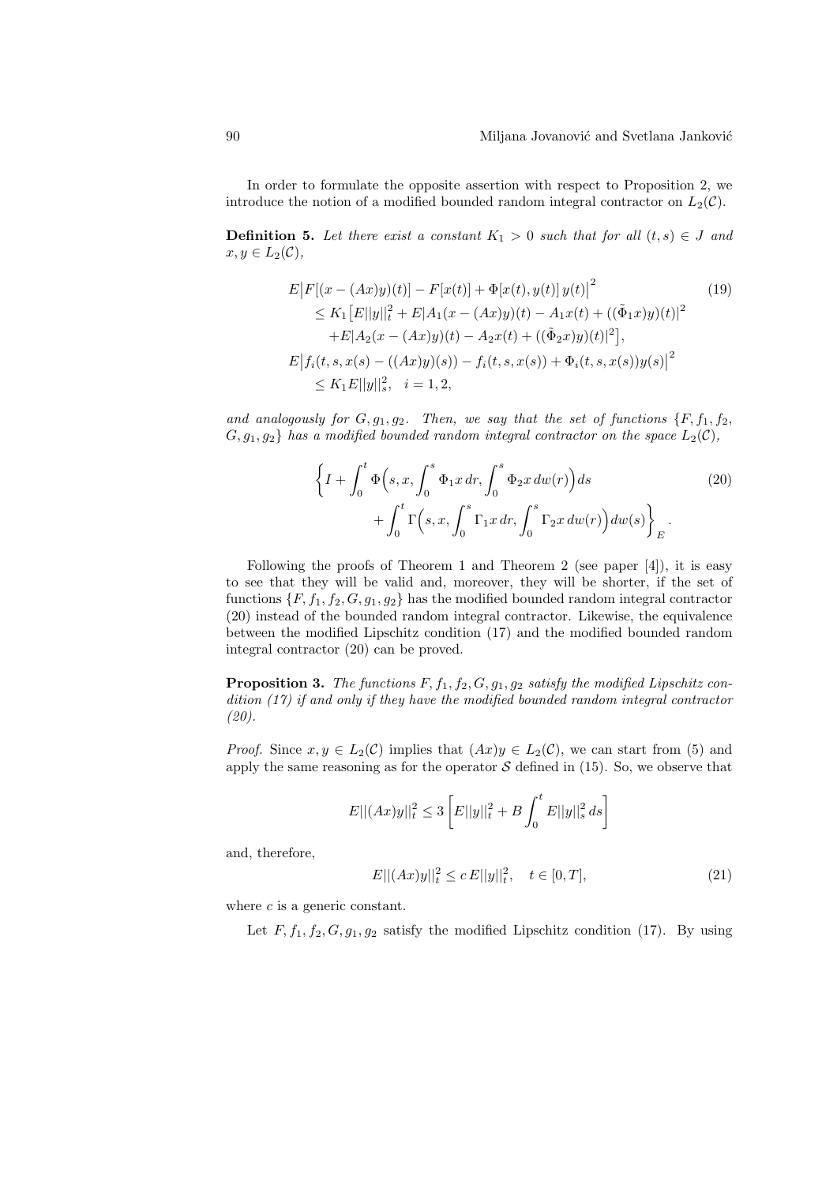In order to formulate the opposite assertion with respect to Proposition 2, we introduce the notion of a modified bounded random integral contractor on $L_2(\mathcal{C})$.

**Definition 5.** *Let there exist a constant $K_1 > 0$ such that for all $(t,s) \in J$ and $x, y \in L_2(\mathcal{C})$,*

$$
\begin{aligned}
&E\big|F[(x-(Ax)y)(t)] - F[x(t)] + \Phi[x(t), y(t)]\, y(t)\big|^2 \\
&\quad \le K_1 \big[E||y||_t^2 + E|A_1(x-(Ax)y)(t) - A_1x(t) + ((\tilde{\Phi}_1 x)y)(t)|^2 \\
&\quad\quad + E|A_2(x-(Ax)y)(t) - A_2x(t) + ((\tilde{\Phi}_2 x)y)(t)|^2\big], \\
&E\big|f_i(t,s,x(s) - ((Ax)y)(s)) - f_i(t,s,x(s)) + \Phi_i(t,s,x(s))y(s)\big|^2 \\
&\quad \le K_1 E||y||_s^2, \quad i = 1,2,
\end{aligned}
\tag{19}
$$

*and analogously for $G, g_1, g_2$. Then, we say that the set of functions $\{F, f_1, f_2, G, g_1, g_2\}$ has a modified bounded random integral contractor on the space $L_2(\mathcal{C})$,*

$$
\begin{aligned}
\Big\{ I + \int_0^t \Phi\Big(s, x, \int_0^s \Phi_1 x\, dr, \int_0^s \Phi_2 x\, dw(r)\Big)\, ds \\
+ \int_0^t \Gamma\Big(s, x, \int_0^s \Gamma_1 x\, dr, \int_0^s \Gamma_2 x\, dw(r)\Big)\, dw(s) \Big\}_E .
\end{aligned}
\tag{20}
$$

Following the proofs of Theorem 1 and Theorem 2 (see paper [4]), it is easy to see that they will be valid and, moreover, they will be shorter, if the set of functions $\{F, f_1, f_2, G, g_1, g_2\}$ has the modified bounded random integral contractor (20) instead of the bounded random integral contractor. Likewise, the equivalence between the modified Lipschitz condition (17) and the modified bounded random integral contractor (20) can be proved.

**Proposition 3.** *The functions $F, f_1, f_2, G, g_1, g_2$ satisfy the modified Lipschitz condition (17) if and only if they have the modified bounded random integral contractor (20).*

*Proof.* Since $x, y \in L_2(\mathcal{C})$ implies that $(Ax)y \in L_2(\mathcal{C})$, we can start from (5) and apply the same reasoning as for the operator $\mathcal{S}$ defined in (15). So, we observe that

$$
E||(Ax)y||_t^2 \le 3\left[E||y||_t^2 + B\int_0^t E||y||_s^2\, ds\right]
$$

and, therefore,

$$
E||(Ax)y||_t^2 \le c\, E||y||_t^2, \quad t \in [0,T],
\tag{21}
$$

where $c$ is a generic constant.

Let $F, f_1, f_2, G, g_1, g_2$ satisfy the modified Lipschitz condition (17). By using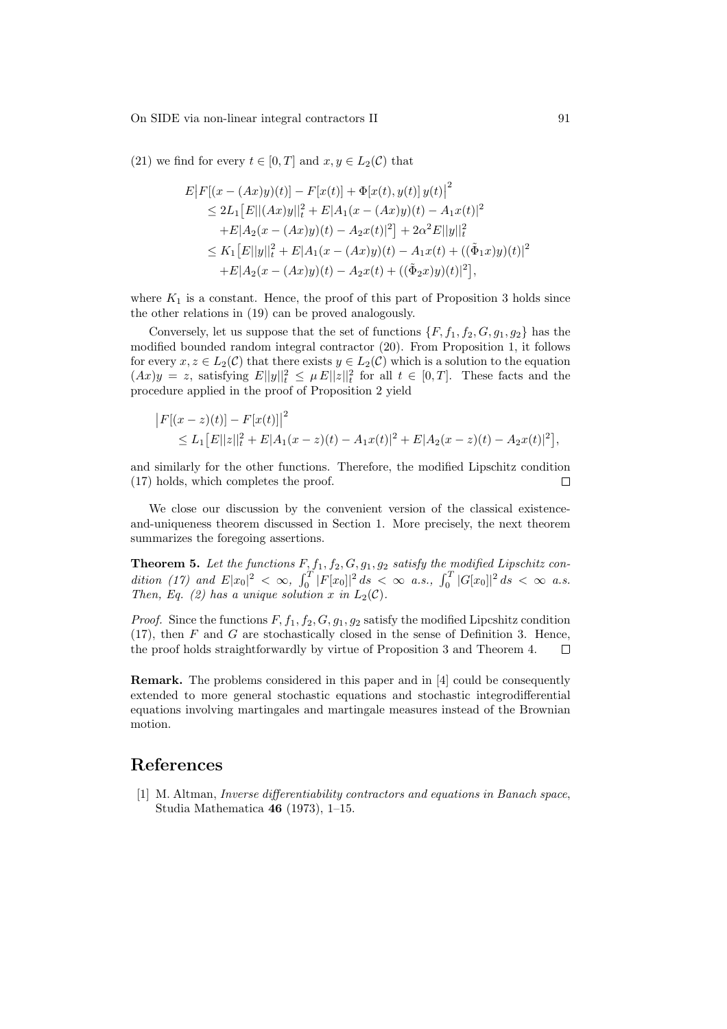(21) we find for every $t \in [0,T]$ and $x, y \in L_2(\mathcal{C})$ that

$$
\begin{aligned}
E\big|F[(x-(Ax)y)(t)] &- F[x(t)] + \Phi[x(t), y(t)]\, y(t)\big|^2 \\
&\leq 2L_1\big[E||(Ax)y||_t^2 + E|A_1(x-(Ax)y)(t) - A_1x(t)|^2 \\
&\quad + E|A_2(x-(Ax)y)(t) - A_2x(t)|^2\big] + 2\alpha^2 E||y||_t^2 \\
&\leq K_1\big[E||y||_t^2 + E|A_1(x-(Ax)y)(t) - A_1x(t) + ((\tilde{\Phi}_1 x)y)(t)|^2 \\
&\quad + E|A_2(x-(Ax)y)(t) - A_2x(t) + ((\tilde{\Phi}_2 x)y)(t)|^2\big],
\end{aligned}
$$

where $K_1$ is a constant. Hence, the proof of this part of Proposition 3 holds since the other relations in (19) can be proved analogously.

Conversely, let us suppose that the set of functions $\{F, f_1, f_2, G, g_1, g_2\}$ has the modified bounded random integral contractor (20). From Proposition 1, it follows for every $x, z \in L_2(\mathcal{C})$ that there exists $y \in L_2(\mathcal{C})$ which is a solution to the equation $(Ax)y = z$, satisfying $E||y||_t^2 \leq \mu E||z||_t^2$ for all $t \in [0,T]$. These facts and the procedure applied in the proof of Proposition 2 yield

$$
\begin{aligned}
\big|F[(x-z)(t)] &- F[x(t)]\big|^2 \\
&\leq L_1\big[E||z||_t^2 + E|A_1(x-z)(t) - A_1x(t)|^2 + E|A_2(x-z)(t) - A_2x(t)|^2\big],
\end{aligned}
$$

and similarly for the other functions. Therefore, the modified Lipschitz condition (17) holds, which completes the proof. $\square$

We close our discussion by the convenient version of the classical existence-and-uniqueness theorem discussed in Section 1. More precisely, the next theorem summarizes the foregoing assertions.

**Theorem 5.** *Let the functions $F, f_1, f_2, G, g_1, g_2$ satisfy the modified Lipschitz condition (17) and $E|x_0|^2 < \infty$, $\int_0^T |F[x_0]|^2\, ds < \infty$ a.s., $\int_0^T |G[x_0]|^2\, ds < \infty$ a.s. Then, Eq. (2) has a unique solution $x$ in $L_2(\mathcal{C})$.*

*Proof.* Since the functions $F, f_1, f_2, G, g_1, g_2$ satisfy the modified Lipcshitz condition (17), then $F$ and $G$ are stochastically closed in the sense of Definition 3. Hence, the proof holds straightforwardly by virtue of Proposition 3 and Theorem 4. $\square$

**Remark.** The problems considered in this paper and in [4] could be consequently extended to more general stochastic equations and stochastic integrodifferential equations involving martingales and martingale measures instead of the Brownian motion.

## References

[1] M. Altman, *Inverse differentiability contractors and equations in Banach space*, Studia Mathematica **46** (1973), 1–15.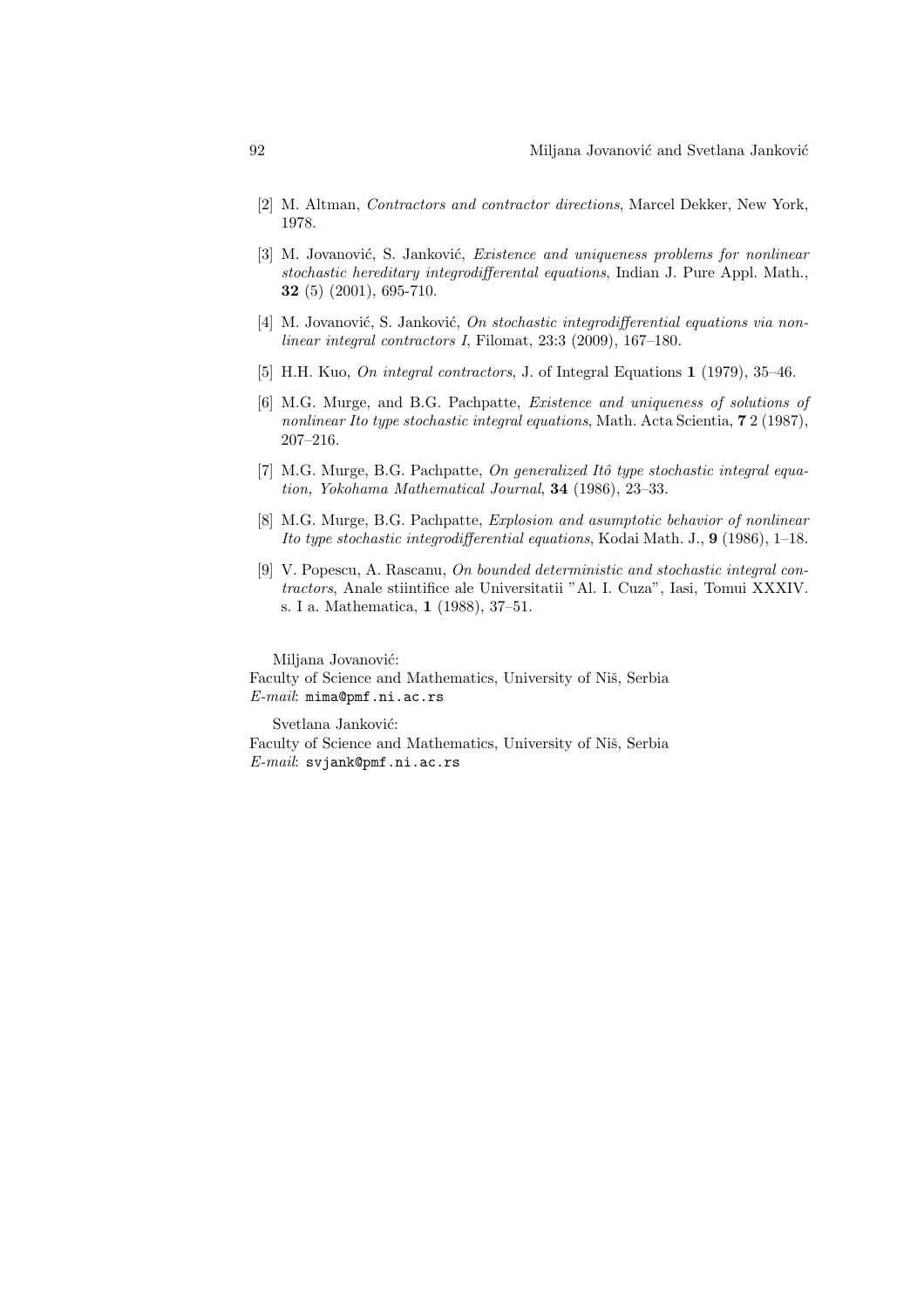[2] M. Altman, *Contractors and contractor directions*, Marcel Dekker, New York, 1978.

[3] M. Jovanović, S. Janković, *Existence and uniqueness problems for nonlinear stochastic hereditary integrodifferental equations*, Indian J. Pure Appl. Math., **32** (5) (2001), 695-710.

[4] M. Jovanović, S. Janković, *On stochastic integrodifferential equations via nonlinear integral contractors I*, Filomat, 23:3 (2009), 167–180.

[5] H.H. Kuo, *On integral contractors*, J. of Integral Equations **1** (1979), 35–46.

[6] M.G. Murge, and B.G. Pachpatte, *Existence and uniqueness of solutions of nonlinear Ito type stochastic integral equations*, Math. Acta Scientia, **7** 2 (1987), 207–216.

[7] M.G. Murge, B.G. Pachpatte, *On generalized Itô type stochastic integral equation, Yokohama Mathematical Journal*, **34** (1986), 23–33.

[8] M.G. Murge, B.G. Pachpatte, *Explosion and asumptotic behavior of nonlinear Ito type stochastic integrodifferential equations*, Kodai Math. J., **9** (1986), 1–18.

[9] V. Popescu, A. Rascanu, *On bounded deterministic and stochastic integral contractors*, Anale stiintifice ale Universitatii "Al. I. Cuza", Iasi, Tomui XXXIV. s. I a. Mathematica, **1** (1988), 37–51.

Miljana Jovanović:
Faculty of Science and Mathematics, University of Niš, Serbia
*E-mail*: mima@pmf.ni.ac.rs

Svetlana Janković:
Faculty of Science and Mathematics, University of Niš, Serbia
*E-mail*: svjank@pmf.ni.ac.rs